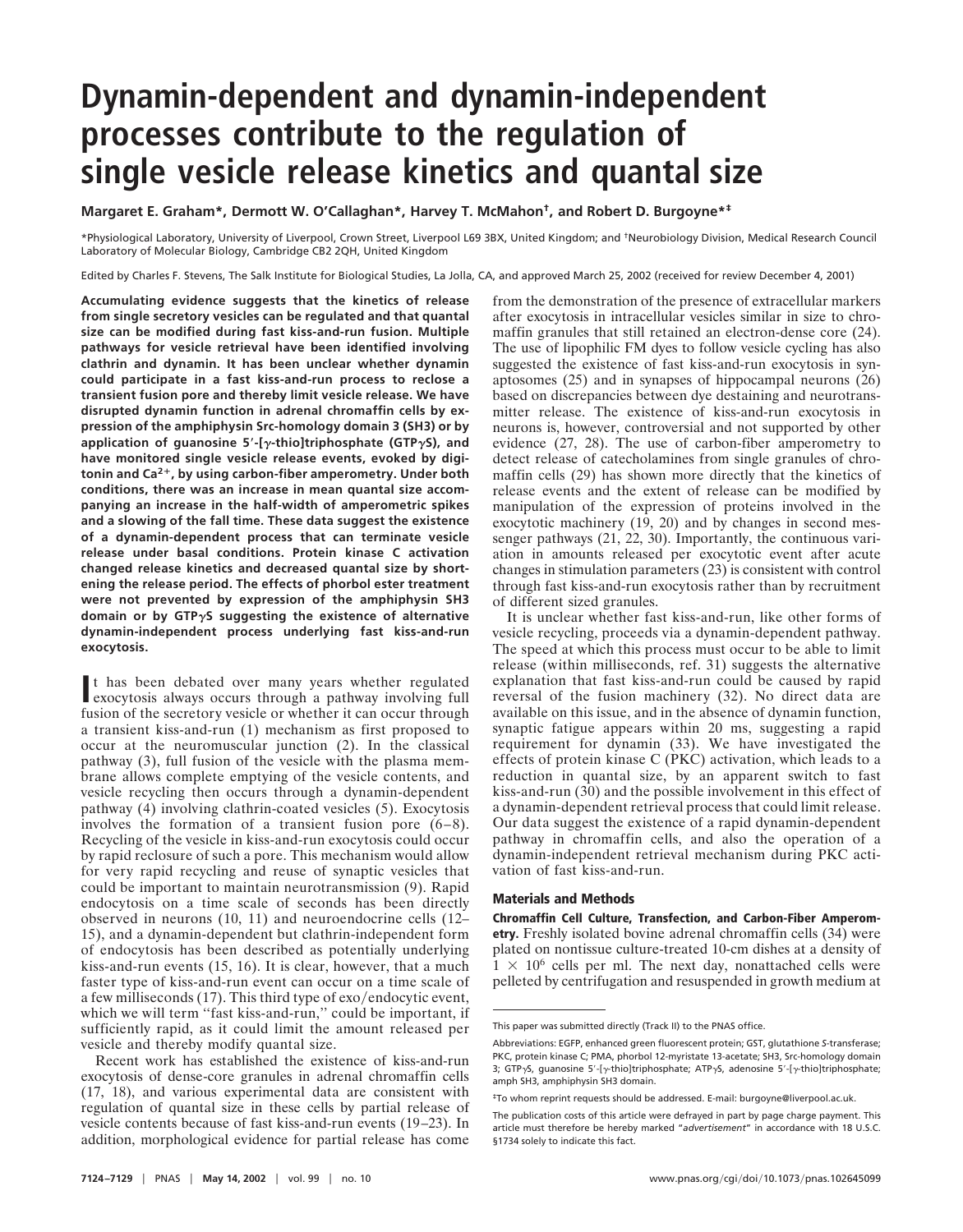# Dynamin-dependent and dynamin-independent processes contribute to the regulation of single vesicle release kinetics and quantal size

**Margaret E. Graham\*, Dermott W. O'Callaghan\*, Harvey T. McMahon†, and Robert D. Burgoyne\*‡**

\*Physiological Laboratory, University of Liverpool, Crown Street, Liverpool L69 3BX, United Kingdom; and †Neurobiology Division, Medical Research Council Laboratory of Molecular Biology, Cambridge CB2 2QH, United Kingdom

Edited by Charles F. Stevens, The Salk Institute for Biological Studies, La Jolla, CA, and approved March 25, 2002 (received for review December 4, 2001)

**Accumulating evidence suggests that the kinetics of release from single secretory vesicles can be regulated and that quantal size can be modified during fast kiss-and-run fusion. Multiple pathways for vesicle retrieval have been identified involving clathrin and dynamin. It has been unclear whether dynamin could participate in a fast kiss-and-run process to reclose a transient fusion pore and thereby limit vesicle release. We have disrupted dynamin function in adrenal chromaffin cells by expression of the amphiphysin Src-homology domain 3 (SH3) or by application of guanosine 5′-[γ-thio]triphosphate (GTPγS), and have monitored single vesicle release events, evoked by digitonin and $Ca^{2+}$, by using carbon-fiber amperometry. Under both conditions, there was an increase in mean quantal size accompanying an increase in the half-width of amperometric spikes and a slowing of the fall time. These data suggest the existence of a dynamin-dependent process that can terminate vesicle release under basal conditions. Protein kinase C activation changed release kinetics and decreased quantal size by shortening the release period. The effects of phorbol ester treatment were not prevented by expression of the amphiphysin SH3 domain or by GTPγS suggesting the existence of alternative dynamin-independent process underlying fast kiss-and-run exocytosis.**

It has been debated over many years whether regulated exocytosis always occurs through a pathway involving full fusion of the secretory vesicle or whether it can occur through a transient kiss-and-run (1) mechanism as first proposed to occur at the neuromuscular junction (2). In the classical pathway (3), full fusion of the vesicle with the plasma membrane allows complete emptying of the vesicle contents, and vesicle recycling then occurs through a dynamin-dependent pathway (4) involving clathrin-coated vesicles (5). Exocytosis involves the formation of a transient fusion pore (6–8). Recycling of the vesicle in kiss-and-run exocytosis could occur by rapid reclosure of such a pore. This mechanism would allow for very rapid recycling and reuse of synaptic vesicles that could be important to maintain neurotransmission (9). Rapid endocytosis on a time scale of seconds has been directly observed in neurons (10, 11) and neuroendocrine cells (12–15), and a dynamin-dependent but clathrin-independent form of endocytosis has been described as potentially underlying kiss-and-run events (15, 16). It is clear, however, that a much faster type of kiss-and-run event can occur on a time scale of a few milliseconds (17). This third type of exo/endocytic event, which we will term "fast kiss-and-run," could be important, if sufficiently rapid, as it could limit the amount released per vesicle and thereby modify quantal size.

Recent work has established the existence of kiss-and-run exocytosis of dense-core granules in adrenal chromaffin cells (17, 18), and various experimental data are consistent with regulation of quantal size in these cells by partial release of vesicle contents because of fast kiss-and-run events (19–23). In addition, morphological evidence for partial release has come from the demonstration of the presence of extracellular markers after exocytosis in intracellular vesicles similar in size to chromaffin granules that still retained an electron-dense core (24). The use of lipophilic FM dyes to follow vesicle cycling has also suggested the existence of fast kiss-and-run exocytosis in synaptosomes (25) and in synapses of hippocampal neurons (26) based on discrepancies between dye destaining and neurotransmitter release. The existence of kiss-and-run exocytosis in neurons is, however, controversial and not supported by other evidence (27, 28). The use of carbon-fiber amperometry to detect release of catecholamines from single granules of chromaffin cells (29) has shown more directly that the kinetics of release events and the extent of release can be modified by manipulation of the expression of proteins involved in the exocytotic machinery (19, 20) and by changes in second messenger pathways (21, 22, 30). Importantly, the continuous variation in amounts released per exocytotic event after acute changes in stimulation parameters (23) is consistent with control through fast kiss-and-run exocytosis rather than by recruitment of different sized granules.

It is unclear whether fast kiss-and-run, like other forms of vesicle recycling, proceeds via a dynamin-dependent pathway. The speed at which this process must occur to be able to limit release (within milliseconds, ref. 31) suggests the alternative explanation that fast kiss-and-run could be caused by rapid reversal of the fusion machinery (32). No direct data are available on this issue, and in the absence of dynamin function, synaptic fatigue appears within 20 ms, suggesting a rapid requirement for dynamin (33). We have investigated the effects of protein kinase C (PKC) activation, which leads to a reduction in quantal size, by an apparent switch to fast kiss-and-run (30) and the possible involvement in this effect of a dynamin-dependent retrieval process that could limit release. Our data suggest the existence of a rapid dynamin-dependent pathway in chromaffin cells, and also the operation of a dynamin-independent retrieval mechanism during PKC activation of fast kiss-and-run.

## Materials and Methods

**Chromaffin Cell Culture, Transfection, and Carbon-Fiber Amperometry.** Freshly isolated bovine adrenal chromaffin cells (34) were plated on nontissue culture-treated 10-cm dishes at a density of $1 \times 10^6$ cells per ml. The next day, nonattached cells were pelleted by centrifugation and resuspended in growth medium at

---

This paper was submitted directly (Track II) to the PNAS office.

Abbreviations: EGFP, enhanced green fluorescent protein; GST, glutathione *S*-transferase; PKC, protein kinase C; PMA, phorbol 12-myristate 13-acetate; SH3, Src-homology domain 3; GTPγS, guanosine 5′-[γ-thio]triphosphate; ATPγS, adenosine 5′-[γ-thio]triphosphate; amph SH3, amphiphysin SH3 domain.

‡To whom reprint requests should be addressed. E-mail: burgoyne@liverpool.ac.uk.

The publication costs of this article were defrayed in part by page charge payment. This article must therefore be hereby marked "*advertisement*" in accordance with 18 U.S.C. §1734 solely to indicate this fact.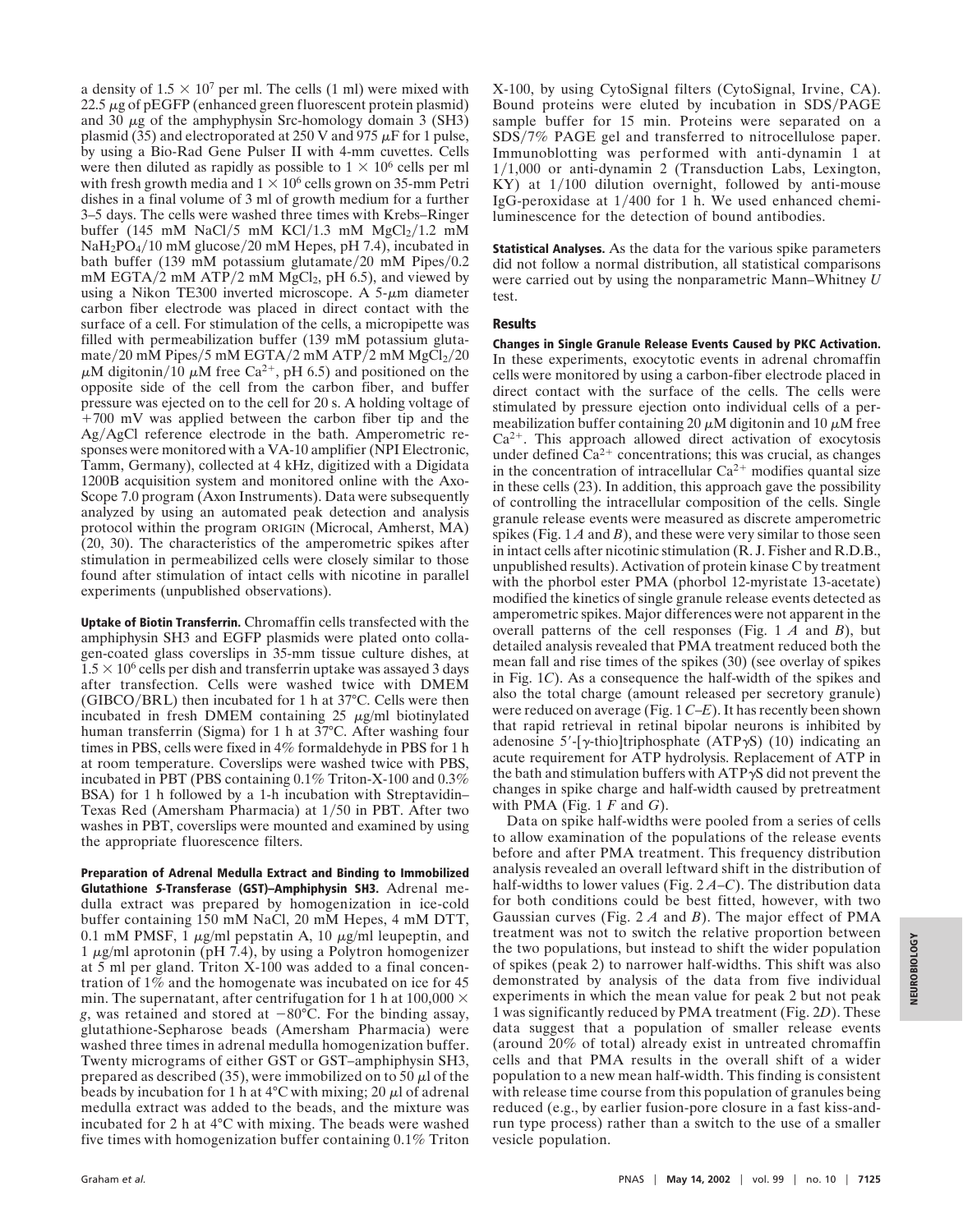a density of $1.5 \times 10^7$ per ml. The cells (1 ml) were mixed with 22.5 $\mu$g of pEGFP (enhanced green fluorescent protein plasmid) and 30 $\mu$g of the amphyphysin Src-homology domain 3 (SH3) plasmid (35) and electroporated at 250 V and 975 $\mu$F for 1 pulse, by using a Bio-Rad Gene Pulser II with 4-mm cuvettes. Cells were then diluted as rapidly as possible to $1 \times 10^6$ cells per ml with fresh growth media and $1 \times 10^6$ cells grown on 35-mm Petri dishes in a final volume of 3 ml of growth medium for a further 3–5 days. The cells were washed three times with Krebs–Ringer buffer (145 mM NaCl/5 mM KCl/1.3 mM $MgCl_2$/1.2 mM $NaH_2PO_4$/10 mM glucose/20 mM Hepes, pH 7.4), incubated in bath buffer (139 mM potassium glutamate/20 mM Pipes/0.2 mM EGTA/2 mM ATP/2 mM $MgCl_2$, pH 6.5), and viewed by using a Nikon TE300 inverted microscope. A 5-$\mu$m diameter carbon fiber electrode was placed in direct contact with the surface of a cell. For stimulation of the cells, a micropipette was filled with permeabilization buffer (139 mM potassium glutamate/20 mM Pipes/5 mM EGTA/2 mM ATP/2 mM $MgCl_2$/20 $\mu$M digitonin/10 $\mu$M free $Ca^{2+}$, pH 6.5) and positioned on the opposite side of the cell from the carbon fiber, and buffer pressure was ejected on to the cell for 20 s. A holding voltage of +700 mV was applied between the carbon fiber tip and the Ag/AgCl reference electrode in the bath. Amperometric responses were monitored with a VA-10 amplifier (NPI Electronic, Tamm, Germany), collected at 4 kHz, digitized with a Digidata 1200B acquisition system and monitored online with the Axo-Scope 7.0 program (Axon Instruments). Data were subsequently analyzed by using an automated peak detection and analysis protocol within the program ORIGIN (Microcal, Amherst, MA) (20, 30). The characteristics of the amperometric spikes after stimulation in permeabilized cells were closely similar to those found after stimulation of intact cells with nicotine in parallel experiments (unpublished observations).

**Uptake of Biotin Transferrin.** Chromaffin cells transfected with the amphiphysin SH3 and EGFP plasmids were plated onto collagen-coated glass coverslips in 35-mm tissue culture dishes, at $1.5 \times 10^6$ cells per dish and transferrin uptake was assayed 3 days after transfection. Cells were washed twice with DMEM (GIBCO/BRL) then incubated for 1 h at 37°C. Cells were then incubated in fresh DMEM containing 25 $\mu$g/ml biotinylated human transferrin (Sigma) for 1 h at 37°C. After washing four times in PBS, cells were fixed in 4% formaldehyde in PBS for 1 h at room temperature. Coverslips were washed twice with PBS, incubated in PBT (PBS containing 0.1% Triton-X-100 and 0.3% BSA) for 1 h followed by a 1-h incubation with Streptavidin–Texas Red (Amersham Pharmacia) at 1/50 in PBT. After two washes in PBT, coverslips were mounted and examined by using the appropriate fluorescence filters.

**Preparation of Adrenal Medulla Extract and Binding to Immobilized Glutathione *S*-Transferase (GST)–Amphiphysin SH3.** Adrenal medulla extract was prepared by homogenization in ice-cold buffer containing 150 mM NaCl, 20 mM Hepes, 4 mM DTT, 0.1 mM PMSF, 1 $\mu$g/ml pepstatin A, 10 $\mu$g/ml leupeptin, and 1 $\mu$g/ml aprotonin (pH 7.4), by using a Polytron homogenizer at 5 ml per gland. Triton X-100 was added to a final concentration of 1% and the homogenate was incubated on ice for 45 min. The supernatant, after centrifugation for 1 h at 100,000 $\times$ *g*, was retained and stored at −80°C. For the binding assay, glutathione-Sepharose beads (Amersham Pharmacia) were washed three times in adrenal medulla homogenization buffer. Twenty micrograms of either GST or GST–amphiphysin SH3, prepared as described (35), were immobilized on to 50 $\mu$l of the beads by incubation for 1 h at 4°C with mixing; 20 $\mu$l of adrenal medulla extract was added to the beads, and the mixture was incubated for 2 h at 4°C with mixing. The beads were washed five times with homogenization buffer containing 0.1% Triton X-100, by using CytoSignal filters (CytoSignal, Irvine, CA). Bound proteins were eluted by incubation in SDS/PAGE sample buffer for 15 min. Proteins were separated on a SDS/7% PAGE gel and transferred to nitrocellulose paper. Immunoblotting was performed with anti-dynamin 1 at 1/1,000 or anti-dynamin 2 (Transduction Labs, Lexington, KY) at 1/100 dilution overnight, followed by anti-mouse IgG-peroxidase at 1/400 for 1 h. We used enhanced chemiluminescence for the detection of bound antibodies.

**Statistical Analyses.** As the data for the various spike parameters did not follow a normal distribution, all statistical comparisons were carried out by using the nonparametric Mann–Whitney *U* test.

## Results

**Changes in Single Granule Release Events Caused by PKC Activation.** In these experiments, exocytotic events in adrenal chromaffin cells were monitored by using a carbon-fiber electrode placed in direct contact with the surface of the cells. The cells were stimulated by pressure ejection onto individual cells of a permeabilization buffer containing 20 $\mu$M digitonin and 10 $\mu$M free $Ca^{2+}$. This approach allowed direct activation of exocytosis under defined $Ca^{2+}$ concentrations; this was crucial, as changes in the concentration of intracellular $Ca^{2+}$ modifies quantal size in these cells (23). In addition, this approach gave the possibility of controlling the intracellular composition of the cells. Single granule release events were measured as discrete amperometric spikes (Fig. 1 *A* and *B*), and these were very similar to those seen in intact cells after nicotinic stimulation (R. J. Fisher and R.D.B., unpublished results). Activation of protein kinase C by treatment with the phorbol ester PMA (phorbol 12-myristate 13-acetate) modified the kinetics of single granule release events detected as amperometric spikes. Major differences were not apparent in the overall patterns of the cell responses (Fig. 1 *A* and *B*), but detailed analysis revealed that PMA treatment reduced both the mean fall and rise times of the spikes (30) (see overlay of spikes in Fig. 1*C*). As a consequence the half-width of the spikes and also the total charge (amount released per secretory granule) were reduced on average (Fig. 1 *C*–*E*). It has recently been shown that rapid retrieval in retinal bipolar neurons is inhibited by adenosine 5′-[$\gamma$-thio]triphosphate (ATP$\gamma$S) (10) indicating an acute requirement for ATP hydrolysis. Replacement of ATP in the bath and stimulation buffers with ATP$\gamma$S did not prevent the changes in spike charge and half-width caused by pretreatment with PMA (Fig. 1 *F* and *G*).

Data on spike half-widths were pooled from a series of cells to allow examination of the populations of the release events before and after PMA treatment. This frequency distribution analysis revealed an overall leftward shift in the distribution of half-widths to lower values (Fig. 2 *A*–*C*). The distribution data for both conditions could be best fitted, however, with two Gaussian curves (Fig. 2 *A* and *B*). The major effect of PMA treatment was not to switch the relative proportion between the two populations, but instead to shift the wider population of spikes (peak 2) to narrower half-widths. This shift was also demonstrated by analysis of the data from five individual experiments in which the mean value for peak 2 but not peak 1 was significantly reduced by PMA treatment (Fig. 2*D*). These data suggest that a population of smaller release events (around 20% of total) already exist in untreated chromaffin cells and that PMA results in the overall shift of a wider population to a new mean half-width. This finding is consistent with release time course from this population of granules being reduced (e.g., by earlier fusion-pore closure in a fast kiss-and-run type process) rather than a switch to the use of a smaller vesicle population.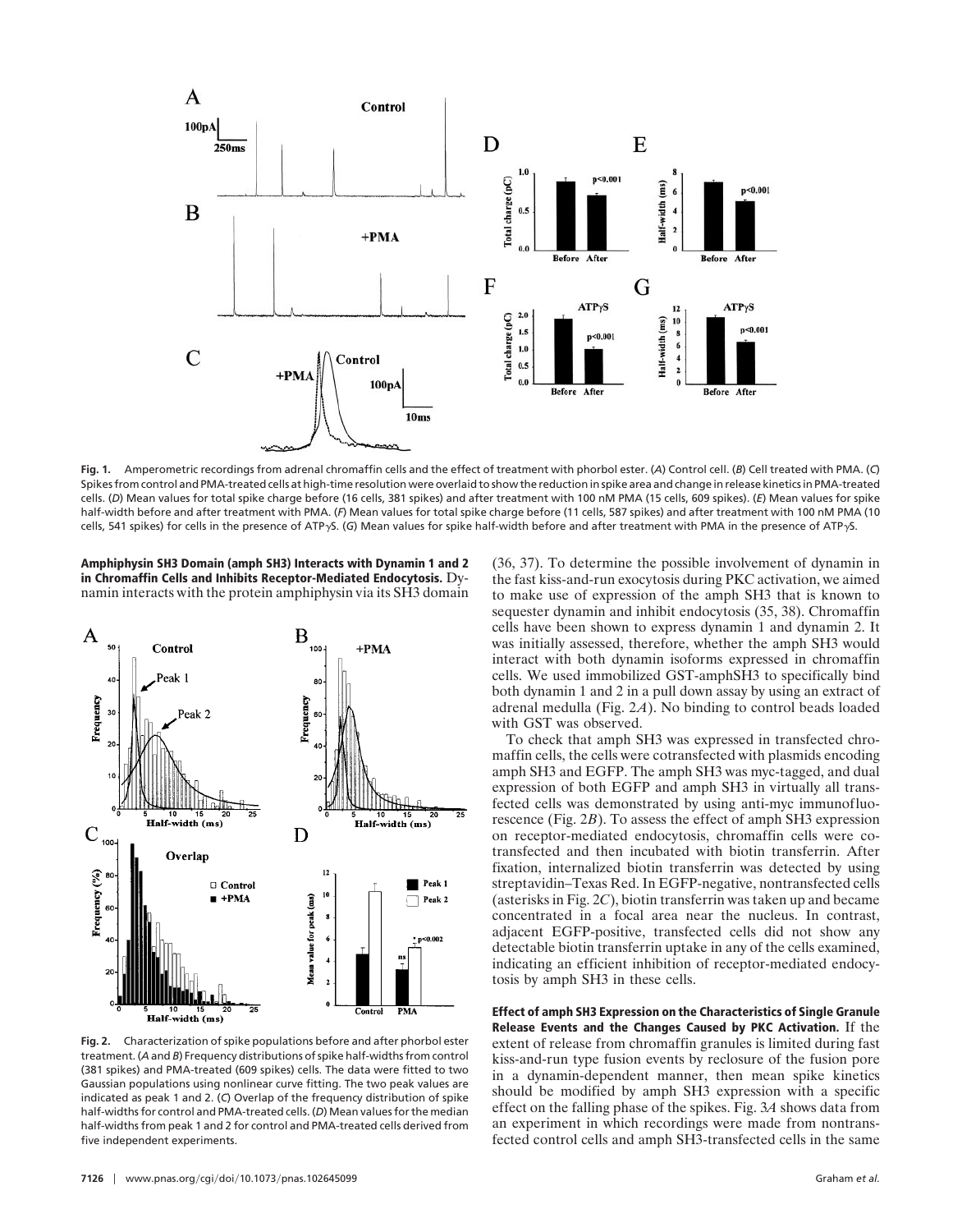**Fig. 1.** Amperometric recordings from adrenal chromaffin cells and the effect of treatment with phorbol ester. (*A*) Control cell. (*B*) Cell treated with PMA. (*C*) Spikes from control and PMA-treated cells at high-time resolution were overlaid to show the reduction in spike area and change in release kinetics in PMA-treated cells. (*D*) Mean values for total spike charge before (16 cells, 381 spikes) and after treatment with 100 nM PMA (15 cells, 609 spikes). (*E*) Mean values for spike half-width before and after treatment with PMA. (*F*) Mean values for total spike charge before (11 cells, 587 spikes) and after treatment with 100 nM PMA (10 cells, 541 spikes) for cells in the presence of ATPγS. (*G*) Mean values for spike half-width before and after treatment with PMA in the presence of ATPγS.

**Amphiphysin SH3 Domain (amph SH3) Interacts with Dynamin 1 and 2 in Chromaffin Cells and Inhibits Receptor-Mediated Endocytosis.** Dynamin interacts with the protein amphiphysin via its SH3 domain (36, 37). To determine the possible involvement of dynamin in the fast kiss-and-run exocytosis during PKC activation, we aimed to make use of expression of the amph SH3 that is known to sequester dynamin and inhibit endocytosis (35, 38). Chromaffin cells have been shown to express dynamin 1 and dynamin 2. It was initially assessed, therefore, whether the amph SH3 would interact with both dynamin isoforms expressed in chromaffin cells. We used immobilized GST-amphSH3 to specifically bind both dynamin 1 and 2 in a pull down assay by using an extract of adrenal medulla (Fig. 2*A*). No binding to control beads loaded with GST was observed.

To check that amph SH3 was expressed in transfected chromaffin cells, the cells were cotransfected with plasmids encoding amph SH3 and EGFP. The amph SH3 was myc-tagged, and dual expression of both EGFP and amph SH3 in virtually all transfected cells was demonstrated by using anti-myc immunofluorescence (Fig. 2*B*). To assess the effect of amph SH3 expression on receptor-mediated endocytosis, chromaffin cells were cotransfected and then incubated with biotin transferrin. After fixation, internalized biotin transferrin was detected by using streptavidin–Texas Red. In EGFP-negative, nontransfected cells (asterisks in Fig. 2*C*), biotin transferrin was taken up and became concentrated in a focal area near the nucleus. In contrast, adjacent EGFP-positive, transfected cells did not show any detectable biotin transferrin uptake in any of the cells examined, indicating an efficient inhibition of receptor-mediated endocytosis by amph SH3 in these cells.

**Fig. 2.** Characterization of spike populations before and after phorbol ester treatment. (*A* and *B*) Frequency distributions of spike half-widths from control (381 spikes) and PMA-treated (609 spikes) cells. The data were fitted to two Gaussian populations using nonlinear curve fitting. The two peak values are indicated as peak 1 and 2. (*C*) Overlap of the frequency distribution of spike half-widths for control and PMA-treated cells. (*D*) Mean values for the median half-widths from peak 1 and 2 for control and PMA-treated cells derived from five independent experiments.

**Effect of amph SH3 Expression on the Characteristics of Single Granule Release Events and the Changes Caused by PKC Activation.** If the extent of release from chromaffin granules is limited during fast kiss-and-run type fusion events by reclosure of the fusion pore in a dynamin-dependent manner, then mean spike kinetics should be modified by amph SH3 expression with a specific effect on the falling phase of the spikes. Fig. 3*A* shows data from an experiment in which recordings were made from nontransfected control cells and amph SH3-transfected cells in the same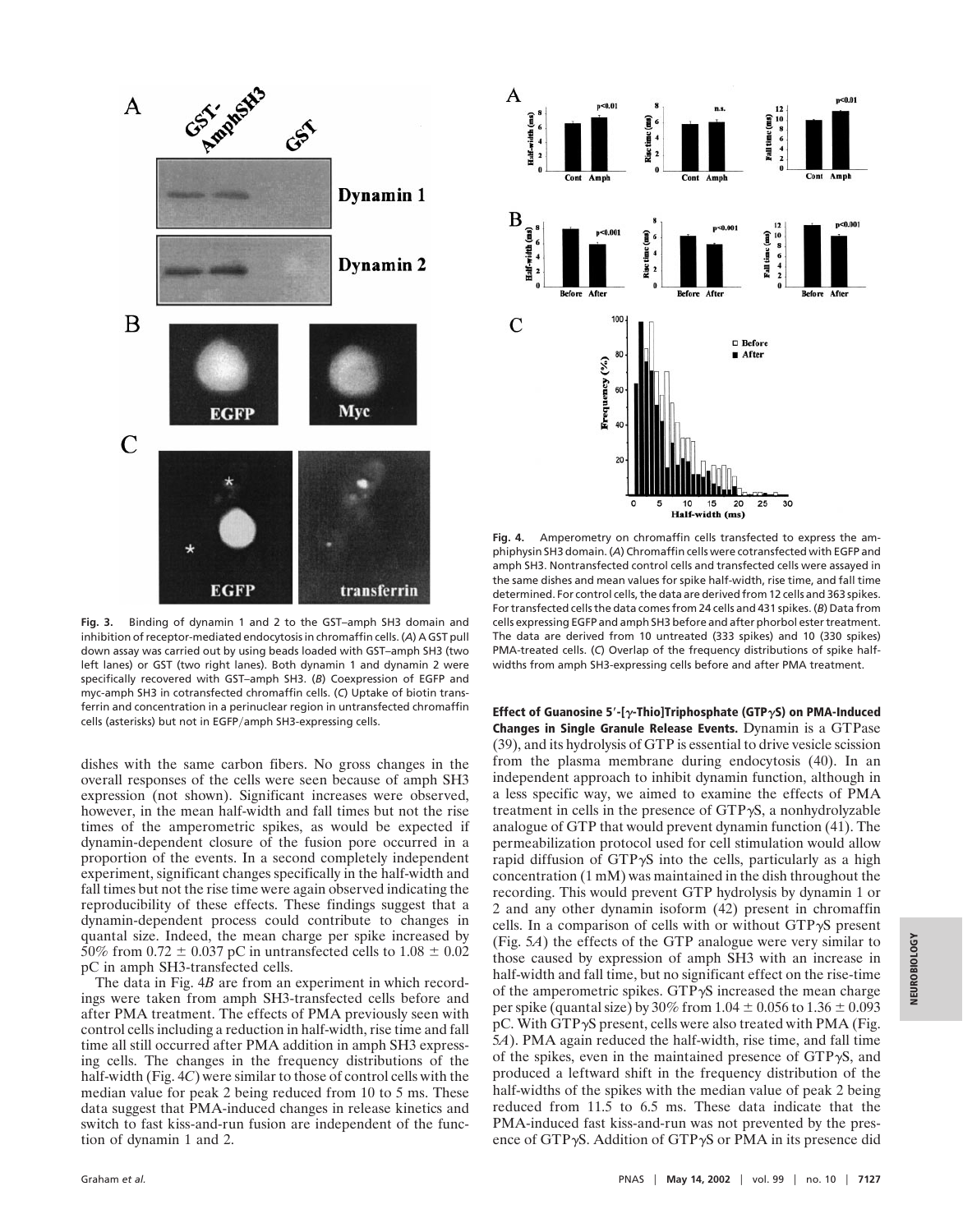**Fig. 3.** Binding of dynamin 1 and 2 to the GST–amph SH3 domain and inhibition of receptor-mediated endocytosis in chromaffin cells. (*A*) A GST pull down assay was carried out by using beads loaded with GST–amph SH3 (two left lanes) or GST (two right lanes). Both dynamin 1 and dynamin 2 were specifically recovered with GST–amph SH3. (*B*) Coexpression of EGFP and myc-amph SH3 in cotransfected chromaffin cells. (*C*) Uptake of biotin transferrin and concentration in a perinuclear region in untransfected chromaffin cells (asterisks) but not in EGFP/amph SH3-expressing cells.

**Fig. 4.** Amperometry on chromaffin cells transfected to express the amphiphysin SH3 domain. (*A*) Chromaffin cells were cotransfected with EGFP and amph SH3. Nontransfected control cells and transfected cells were assayed in the same dishes and mean values for spike half-width, rise time, and fall time determined. For control cells, the data are derived from 12 cells and 363 spikes. For transfected cells the data comes from 24 cells and 431 spikes. (*B*) Data from cells expressing EGFP and amph SH3 before and after phorbol ester treatment. The data are derived from 10 untreated (333 spikes) and 10 (330 spikes) PMA-treated cells. (*C*) Overlap of the frequency distributions of spike half-widths from amph SH3-expressing cells before and after PMA treatment.

dishes with the same carbon fibers. No gross changes in the overall responses of the cells were seen because of amph SH3 expression (not shown). Significant increases were observed, however, in the mean half-width and fall times but not the rise times of the amperometric spikes, as would be expected if dynamin-dependent closure of the fusion pore occurred in a proportion of the events. In a second completely independent experiment, significant changes specifically in the half-width and fall times but not the rise time were again observed indicating the reproducibility of these effects. These findings suggest that a dynamin-dependent process could contribute to changes in quantal size. Indeed, the mean charge per spike increased by 50% from $0.72 \pm 0.037$ pC in untransfected cells to $1.08 \pm 0.02$ pC in amph SH3-transfected cells.

The data in Fig. 4*B* are from an experiment in which recordings were taken from amph SH3-transfected cells before and after PMA treatment. The effects of PMA previously seen with control cells including a reduction in half-width, rise time and fall time all still occurred after PMA addition in amph SH3 expressing cells. The changes in the frequency distributions of the half-width (Fig. 4*C*) were similar to those of control cells with the median value for peak 2 being reduced from 10 to 5 ms. These data suggest that PMA-induced changes in release kinetics and switch to fast kiss-and-run fusion are independent of the function of dynamin 1 and 2.

**Effect of Guanosine 5′-[γ-Thio]Triphosphate (GTPγS) on PMA-Induced Changes in Single Granule Release Events.** Dynamin is a GTPase (39), and its hydrolysis of GTP is essential to drive vesicle scission from the plasma membrane during endocytosis (40). In an independent approach to inhibit dynamin function, although in a less specific way, we aimed to examine the effects of PMA treatment in cells in the presence of GTPγS, a nonhydrolyzable analogue of GTP that would prevent dynamin function (41). The permeabilization protocol used for cell stimulation would allow rapid diffusion of GTPγS into the cells, particularly as a high concentration (1 mM) was maintained in the dish throughout the recording. This would prevent GTP hydrolysis by dynamin 1 or 2 and any other dynamin isoform (42) present in chromaffin cells. In a comparison of cells with or without GTPγS present (Fig. 5*A*) the effects of the GTP analogue were very similar to those caused by expression of amph SH3 with an increase in half-width and fall time, but no significant effect on the rise-time of the amperometric spikes. GTPγS increased the mean charge per spike (quantal size) by 30% from $1.04 \pm 0.056$ to $1.36 \pm 0.093$ pC. With GTPγS present, cells were also treated with PMA (Fig. 5*A*). PMA again reduced the half-width, rise time, and fall time of the spikes, even in the maintained presence of GTPγS, and produced a leftward shift in the frequency distribution of the half-widths of the spikes with the median value of peak 2 being reduced from 11.5 to 6.5 ms. These data indicate that the PMA-induced fast kiss-and-run was not prevented by the presence of GTPγS. Addition of GTPγS or PMA in its presence did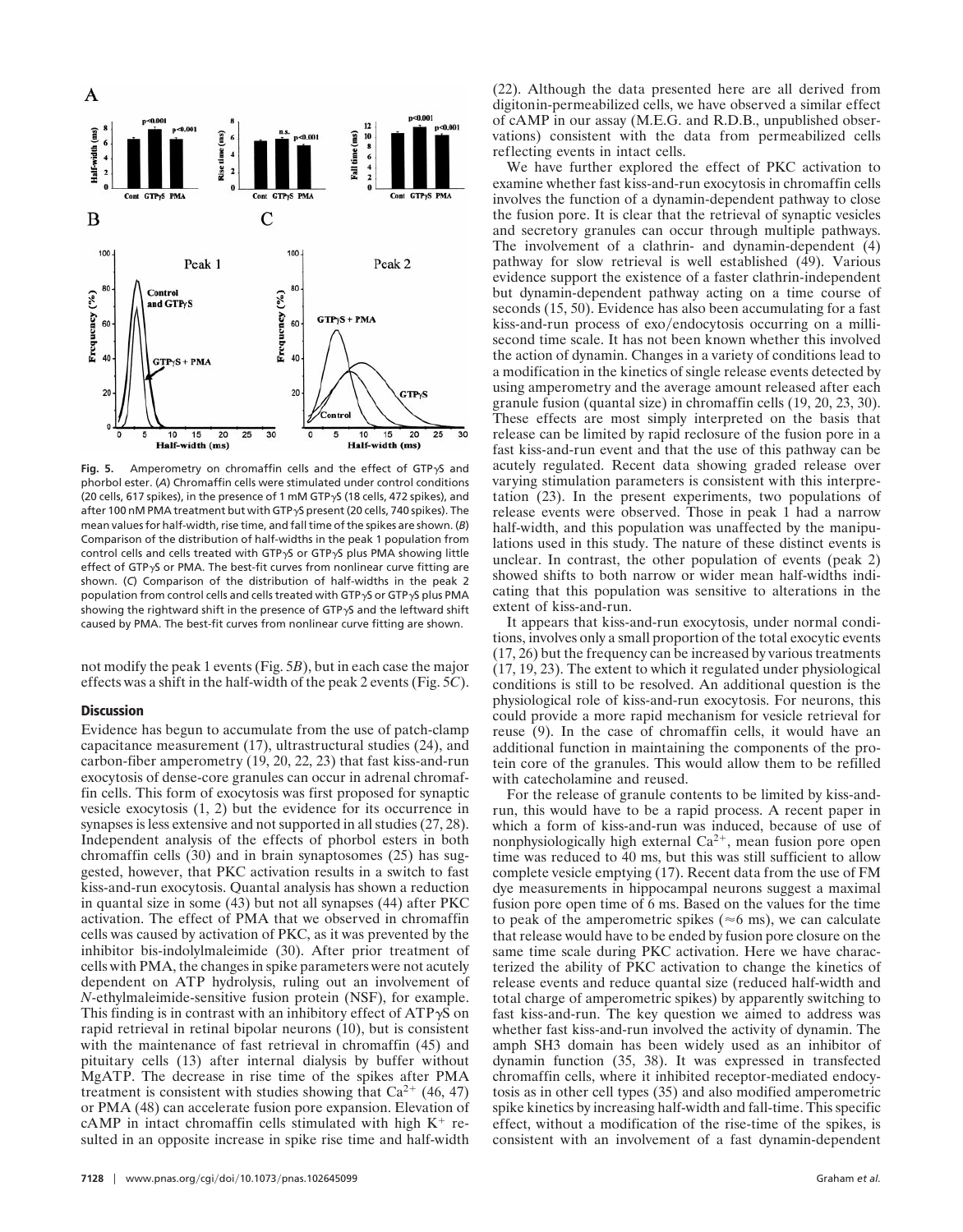**Fig. 5.** Amperometry on chromaffin cells and the effect of GTP$\gamma$S and phorbol ester. (*A*) Chromaffin cells were stimulated under control conditions (20 cells, 617 spikes), in the presence of 1 mM GTP$\gamma$S (18 cells, 472 spikes), and after 100 nM PMA treatment but with GTP$\gamma$S present (20 cells, 740 spikes). The mean values for half-width, rise time, and fall time of the spikes are shown. (*B*) Comparison of the distribution of half-widths in the peak 1 population from control cells and cells treated with GTP$\gamma$S or GTP$\gamma$S plus PMA showing little effect of GTP$\gamma$S or PMA. The best-fit curves from nonlinear curve fitting are shown. (*C*) Comparison of the distribution of half-widths in the peak 2 population from control cells and cells treated with GTP$\gamma$S or GTP$\gamma$S plus PMA showing the rightward shift in the presence of GTP$\gamma$S and the leftward shift caused by PMA. The best-fit curves from nonlinear curve fitting are shown.

not modify the peak 1 events (Fig. 5*B*), but in each case the major effects was a shift in the half-width of the peak 2 events (Fig. 5*C*).

## Discussion

Evidence has begun to accumulate from the use of patch-clamp capacitance measurement (17), ultrastructural studies (24), and carbon-fiber amperometry (19, 20, 22, 23) that fast kiss-and-run exocytosis of dense-core granules can occur in adrenal chromaffin cells. This form of exocytosis was first proposed for synaptic vesicle exocytosis (1, 2) but the evidence for its occurrence in synapses is less extensive and not supported in all studies (27, 28). Independent analysis of the effects of phorbol esters in both chromaffin cells (30) and in brain synaptosomes (25) has suggested, however, that PKC activation results in a switch to fast kiss-and-run exocytosis. Quantal analysis has shown a reduction in quantal size in some (43) but not all synapses (44) after PKC activation. The effect of PMA that we observed in chromaffin cells was caused by activation of PKC, as it was prevented by the inhibitor bis-indolylmaleimide (30). After prior treatment of cells with PMA, the changes in spike parameters were not acutely dependent on ATP hydrolysis, ruling out an involvement of *N*-ethylmaleimide-sensitive fusion protein (NSF), for example. This finding is in contrast with an inhibitory effect of ATP$\gamma$S on rapid retrieval in retinal bipolar neurons (10), but is consistent with the maintenance of fast retrieval in chromaffin (45) and pituitary cells (13) after internal dialysis by buffer without MgATP. The decrease in rise time of the spikes after PMA treatment is consistent with studies showing that $Ca^{2+}$ (46, 47) or PMA (48) can accelerate fusion pore expansion. Elevation of cAMP in intact chromaffin cells stimulated with high $K^+$ resulted in an opposite increase in spike rise time and half-width (22). Although the data presented here are all derived from digitonin-permeabilized cells, we have observed a similar effect of cAMP in our assay (M.E.G. and R.D.B., unpublished observations) consistent with the data from permeabilized cells reflecting events in intact cells.

We have further explored the effect of PKC activation to examine whether fast kiss-and-run exocytosis in chromaffin cells involves the function of a dynamin-dependent pathway to close the fusion pore. It is clear that the retrieval of synaptic vesicles and secretory granules can occur through multiple pathways. The involvement of a clathrin- and dynamin-dependent (4) pathway for slow retrieval is well established (49). Various evidence support the existence of a faster clathrin-independent but dynamin-dependent pathway acting on a time course of seconds (15, 50). Evidence has also been accumulating for a fast kiss-and-run process of exo/endocytosis occurring on a millisecond time scale. It has not been known whether this involved the action of dynamin. Changes in a variety of conditions lead to a modification in the kinetics of single release events detected by using amperometry and the average amount released after each granule fusion (quantal size) in chromaffin cells (19, 20, 23, 30). These effects are most simply interpreted on the basis that release can be limited by rapid reclosure of the fusion pore in a fast kiss-and-run event and that the use of this pathway can be acutely regulated. Recent data showing graded release over varying stimulation parameters is consistent with this interpretation (23). In the present experiments, two populations of release events were observed. Those in peak 1 had a narrow half-width, and this population was unaffected by the manipulations used in this study. The nature of these distinct events is unclear. In contrast, the other population of events (peak 2) showed shifts to both narrow or wider mean half-widths indicating that this population was sensitive to alterations in the extent of kiss-and-run.

It appears that kiss-and-run exocytosis, under normal conditions, involves only a small proportion of the total exocytic events (17, 26) but the frequency can be increased by various treatments (17, 19, 23). The extent to which it regulated under physiological conditions is still to be resolved. An additional question is the physiological role of kiss-and-run exocytosis. For neurons, this could provide a more rapid mechanism for vesicle retrieval for reuse (9). In the case of chromaffin cells, it would have an additional function in maintaining the components of the protein core of the granules. This would allow them to be refilled with catecholamine and reused.

For the release of granule contents to be limited by kiss-and-run, this would have to be a rapid process. A recent paper in which a form of kiss-and-run was induced, because of use of nonphysiologically high external $Ca^{2+}$, mean fusion pore open time was reduced to 40 ms, but this was still sufficient to allow complete vesicle emptying (17). Recent data from the use of FM dye measurements in hippocampal neurons suggest a maximal fusion pore open time of 6 ms. Based on the values for the time to peak of the amperometric spikes ($\approx$6 ms), we can calculate that release would have to be ended by fusion pore closure on the same time scale during PKC activation. Here we have characterized the ability of PKC activation to change the kinetics of release events and reduce quantal size (reduced half-width and total charge of amperometric spikes) by apparently switching to fast kiss-and-run. The key question we aimed to address was whether fast kiss-and-run involved the activity of dynamin. The amph SH3 domain has been widely used as an inhibitor of dynamin function (35, 38). It was expressed in transfected chromaffin cells, where it inhibited receptor-mediated endocytosis as in other cell types (35) and also modified amperometric spike kinetics by increasing half-width and fall-time. This specific effect, without a modification of the rise-time of the spikes, is consistent with an involvement of a fast dynamin-dependent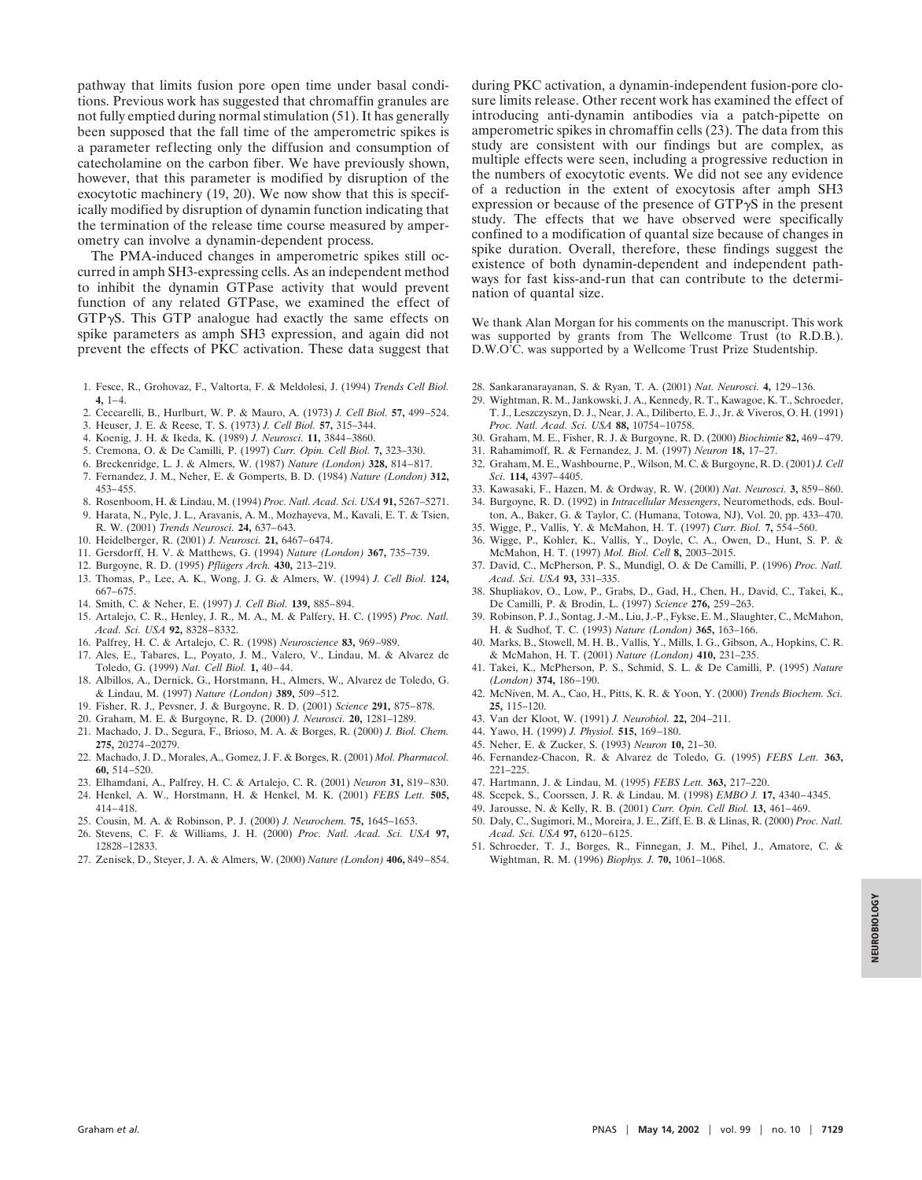pathway that limits fusion pore open time under basal conditions. Previous work has suggested that chromaffin granules are not fully emptied during normal stimulation (51). It has generally been supposed that the fall time of the amperometric spikes is a parameter reflecting only the diffusion and consumption of catecholamine on the carbon fiber. We have previously shown, however, that this parameter is modified by disruption of the exocytotic machinery (19, 20). We now show that this is specifically modified by disruption of dynamin function indicating that the termination of the release time course measured by amperometry can involve a dynamin-dependent process.

The PMA-induced changes in amperometric spikes still occurred in amph SH3-expressing cells. As an independent method to inhibit the dynamin GTPase activity that would prevent function of any related GTPase, we examined the effect of GTPγS. This GTP analogue had exactly the same effects on spike parameters as amph SH3 expression, and again did not prevent the effects of PKC activation. These data suggest that during PKC activation, a dynamin-independent fusion-pore closure limits release. Other recent work has examined the effect of introducing anti-dynamin antibodies via a patch-pipette on amperometric spikes in chromaffin cells (23). The data from this study are consistent with our findings but are complex, as multiple effects were seen, including a progressive reduction in the numbers of exocytotic events. We did not see any evidence of a reduction in the extent of exocytosis after amph SH3 expression or because of the presence of GTPγS in the present study. The effects that we have observed were specifically confined to a modification of quantal size because of changes in spike duration. Overall, therefore, these findings suggest the existence of both dynamin-dependent and independent pathways for fast kiss-and-run that can contribute to the determination of quantal size.

We thank Alan Morgan for his comments on the manuscript. This work was supported by grants from The Wellcome Trust (to R.D.B.). D.W.O'C. was supported by a Wellcome Trust Prize Studentship.

1. Fesce, R., Grohovaz, F., Valtorta, F. & Meldolesi, J. (1994) *Trends Cell Biol.* **4,** 1–4.
2. Ceccarelli, B., Hurlburt, W. P. & Mauro, A. (1973) *J. Cell Biol.* **57,** 499–524.
3. Heuser, J. E. & Reese, T. S. (1973) *J. Cell Biol.* **57,** 315–344.
4. Koenig, J. H. & Ikeda, K. (1989) *J. Neurosci.* **11,** 3844–3860.
5. Cremona, O. & De Camilli, P. (1997) *Curr. Opin. Cell Biol.* **7,** 323–330.
6. Breckenridge, L. J. & Almers, W. (1987) *Nature (London)* **328,** 814–817.
7. Fernandez, J. M., Neher, E. & Gomperts, B. D. (1984) *Nature (London)* **312,** 453–455.
8. Rosenboom, H. & Lindau, M. (1994) *Proc. Natl. Acad. Sci. USA* **91,** 5267–5271.
9. Harata, N., Pyle, J. L., Aravanis, A. M., Mozhayeva, M., Kavali, E. T. & Tsien, R. W. (2001) *Trends Neurosci.* **24,** 637–643.
10. Heidelberger, R. (2001) *J. Neurosci.* **21,** 6467–6474.
11. Gersdorff, H. V. & Matthews, G. (1994) *Nature (London)* **367,** 735–739.
12. Burgoyne, R. D. (1995) *Pflügers Arch.* **430,** 213–219.
13. Thomas, P., Lee, A. K., Wong, J. G. & Almers, W. (1994) *J. Cell Biol.* **124,** 667–675.
14. Smith, C. & Neher, E. (1997) *J. Cell Biol.* **139,** 885–894.
15. Artalejo, C. R., Henley, J. R., M. A., M. & Palfery, H. C. (1995) *Proc. Natl. Acad. Sci. USA* **92,** 8328–8332.
16. Palfrey, H. C. & Artalejo, C. R. (1998) *Neuroscience* **83,** 969–989.
17. Ales, E., Tabares, L., Poyato, J. M., Valero, V., Lindau, M. & Alvarez de Toledo, G. (1999) *Nat. Cell Biol.* **1,** 40–44.
18. Albillos, A., Dernick, G., Horstmann, H., Almers, W., Alvarez de Toledo, G. & Lindau, M. (1997) *Nature (London)* **389,** 509–512.
19. Fisher, R. J., Pevsner, J. & Burgoyne, R. D. (2001) *Science* **291,** 875–878.
20. Graham, M. E. & Burgoyne, R. D. (2000) *J. Neurosci.* **20,** 1281–1289.
21. Machado, J. D., Segura, F., Brioso, M. A. & Borges, R. (2000) *J. Biol. Chem.* **275,** 20274–20279.
22. Machado, J. D., Morales, A., Gomez, J. F. & Borges, R. (2001) *Mol. Pharmacol.* **60,** 514–520.
23. Elhamdani, A., Palfrey, H. C. & Artalejo, C. R. (2001) *Neuron* **31,** 819–830.
24. Henkel, A. W., Horstmann, H. & Henkel, M. K. (2001) *FEBS Lett.* **505,** 414–418.
25. Cousin, M. A. & Robinson, P. J. (2000) *J. Neurochem.* **75,** 1645–1653.
26. Stevens, C. F. & Williams, J. H. (2000) *Proc. Natl. Acad. Sci. USA* **97,** 12828–12833.
27. Zenisek, D., Steyer, J. A. & Almers, W. (2000) *Nature (London)* **406,** 849–854.
28. Sankaranarayanan, S. & Ryan, T. A. (2001) *Nat. Neurosci.* **4,** 129–136.
29. Wightman, R. M., Jankowski, J. A., Kennedy, R. T., Kawagoe, K. T., Schroeder, T. J., Leszczyszyn, D. J., Near, J. A., Diliberto, E. J., Jr. & Viveros, O. H. (1991) *Proc. Natl. Acad. Sci. USA* **88,** 10754–10758.
30. Graham, M. E., Fisher, R. J. & Burgoyne, R. D. (2000) *Biochimie* **82,** 469–479.
31. Rahamimoff, R. & Fernandez, J. M. (1997) *Neuron* **18,** 17–27.
32. Graham, M. E., Washbourne, P., Wilson, M. C. & Burgoyne, R. D. (2001) *J. Cell Sci.* **114,** 4397–4405.
33. Kawasaki, F., Hazen, M. & Ordway, R. W. (2000) *Nat. Neurosci.* **3,** 859–860.
34. Burgoyne, R. D. (1992) in *Intracellular Messengers*, Neuromethods, eds. Boulton, A., Baker, G. & Taylor, C. (Humana, Totowa, NJ), Vol. 20, pp. 433–470.
35. Wigge, P., Vallis, Y. & McMahon, H. T. (1997) *Curr. Biol.* **7,** 554–560.
36. Wigge, P., Kohler, K., Vallis, Y., Doyle, C. A., Owen, D., Hunt, S. P. & McMahon, H. T. (1997) *Mol. Biol. Cell* **8,** 2003–2015.
37. David, C., McPherson, P. S., Mundigl, O. & De Camilli, P. (1996) *Proc. Natl. Acad. Sci. USA* **93,** 331–335.
38. Shupliakov, O., Low, P., Grabs, D., Gad, H., Chen, H., David, C., Takei, K., De Camilli, P. & Brodin, L. (1997) *Science* **276,** 259–263.
39. Robinson, P. J., Sontag, J.-M., Liu, J.-P., Fykse, E. M., Slaughter, C., McMahon, H. & Sudhof, T. C. (1993) *Nature (London)* **365,** 163–166.
40. Marks, B., Stowell, M. H. B., Vallis, Y., Mills, I. G., Gibson, A., Hopkins, C. R. & McMahon, H. T. (2001) *Nature (London)* **410,** 231–235.
41. Takei, K., McPherson, P. S., Schmid, S. L. & De Camilli, P. (1995) *Nature (London)* **374,** 186–190.
42. McNiven, M. A., Cao, H., Pitts, K. R. & Yoon, Y. (2000) *Trends Biochem. Sci.* **25,** 115–120.
43. Van der Kloot, W. (1991) *J. Neurobiol.* **22,** 204–211.
44. Yawo, H. (1999) *J. Physiol.* **515,** 169–180.
45. Neher, E. & Zucker, S. (1993) *Neuron* **10,** 21–30.
46. Fernandez-Chacon, R. & Alvarez de Toledo, G. (1995) *FEBS Lett.* **363,** 221–225.
47. Hartmann, J. & Lindau, M. (1995) *FEBS Lett.* **363,** 217–220.
48. Scepek, S., Coorssen, J. R. & Lindau, M. (1998) *EMBO J.* **17,** 4340–4345.
49. Jarousse, N. & Kelly, R. B. (2001) *Curr. Opin. Cell Biol.* **13,** 461–469.
50. Daly, C., Sugimori, M., Moreira, J. E., Ziff, E. B. & Llinas, R. (2000) *Proc. Natl. Acad. Sci. USA* **97,** 6120–6125.
51. Schroeder, T. J., Borges, R., Finnegan, J. M., Pihel, J., Amatore, C. & Wightman, R. M. (1996) *Biophys. J.* **70,** 1061–1068.